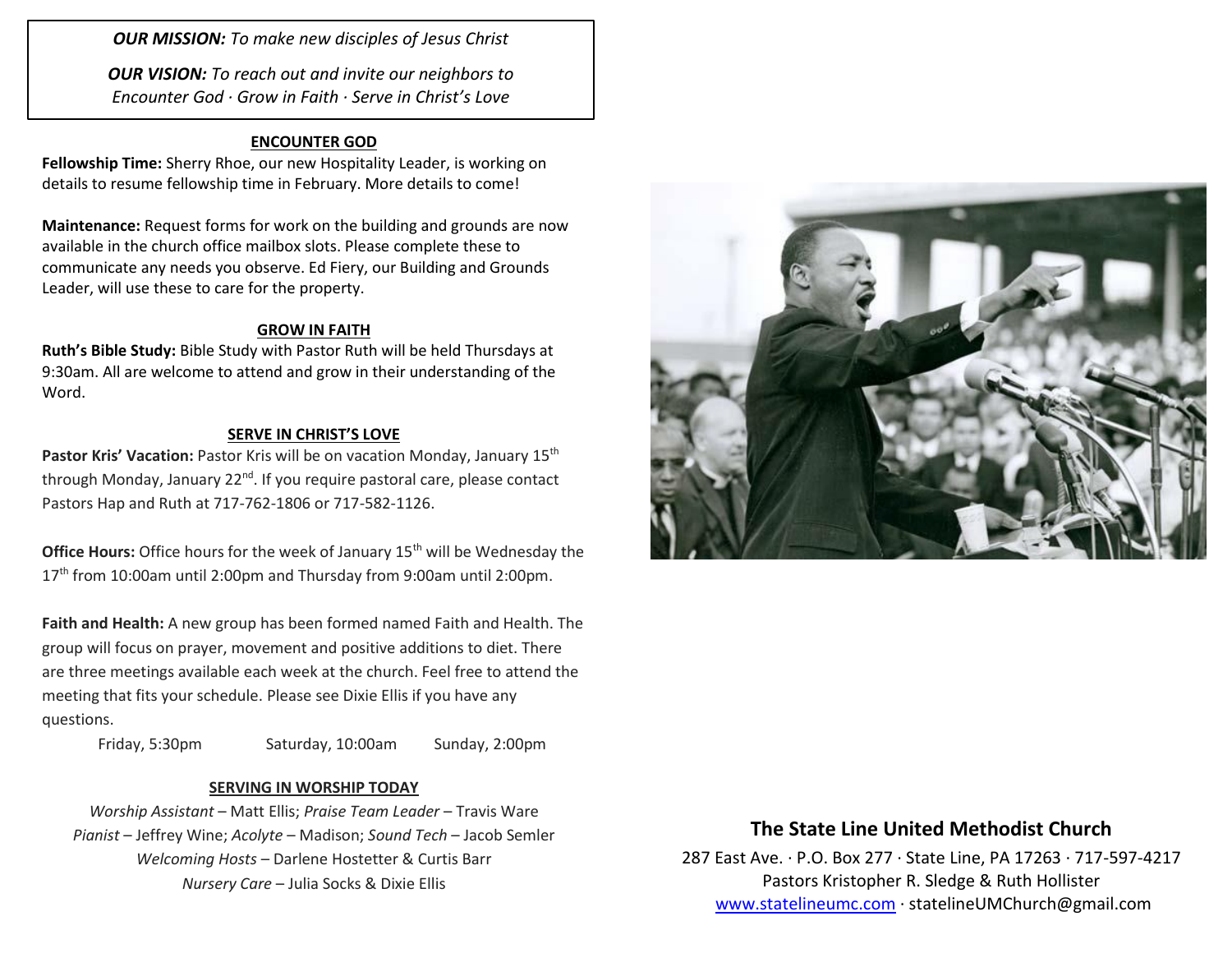***OUR MISSION:*** *To make new disciples of Jesus Christ*

***OUR VISION:*** *To reach out and invite our neighbors to Encounter God · Grow in Faith · Serve in Christ's Love*

## ENCOUNTER GOD

**Fellowship Time:** Sherry Rhoe, our new Hospitality Leader, is working on details to resume fellowship time in February. More details to come!

**Maintenance:** Request forms for work on the building and grounds are now available in the church office mailbox slots. Please complete these to communicate any needs you observe. Ed Fiery, our Building and Grounds Leader, will use these to care for the property.

## GROW IN FAITH

**Ruth's Bible Study:** Bible Study with Pastor Ruth will be held Thursdays at 9:30am. All are welcome to attend and grow in their understanding of the Word.

## SERVE IN CHRIST'S LOVE

**Pastor Kris' Vacation:** Pastor Kris will be on vacation Monday, January 15th through Monday, January 22nd. If you require pastoral care, please contact Pastors Hap and Ruth at 717-762-1806 or 717-582-1126.

**Office Hours:** Office hours for the week of January 15th will be Wednesday the 17th from 10:00am until 2:00pm and Thursday from 9:00am until 2:00pm.

**Faith and Health:** A new group has been formed named Faith and Health. The group will focus on prayer, movement and positive additions to diet. There are three meetings available each week at the church. Feel free to attend the meeting that fits your schedule. Please see Dixie Ellis if you have any questions.

Friday, 5:30pm     Saturday, 10:00am     Sunday, 2:00pm

## SERVING IN WORSHIP TODAY

*Worship Assistant* – Matt Ellis; *Praise Team Leader* – Travis Ware
*Pianist* – Jeffrey Wine; *Acolyte* – Madison; *Sound Tech* – Jacob Semler
*Welcoming Hosts* – Darlene Hostetter & Curtis Barr
*Nursery Care* – Julia Socks & Dixie Ellis

# The State Line United Methodist Church

287 East Ave. · P.O. Box 277 · State Line, PA 17263 · 717-597-4217
Pastors Kristopher R. Sledge & Ruth Hollister
www.statelineumc.com · statelineUMChurch@gmail.com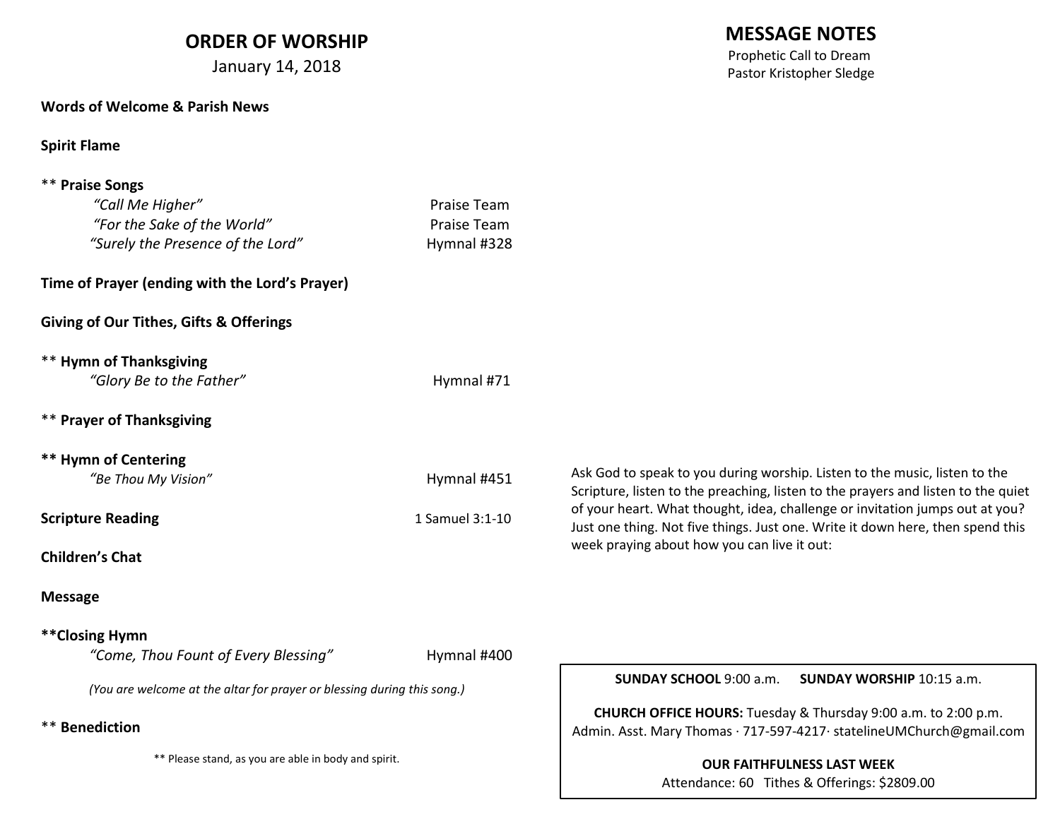## ORDER OF WORSHIP

January 14, 2018

**Words of Welcome & Parish News**

**Spirit Flame**

** **Praise Songs**

| | |
|---|---|
| *"Call Me Higher"* | Praise Team |
| *"For the Sake of the World"* | Praise Team |
| *"Surely the Presence of the Lord"* | Hymnal #328 |

**Time of Prayer (ending with the Lord's Prayer)**

**Giving of Our Tithes, Gifts & Offerings**

** **Hymn of Thanksgiving**

*"Glory Be to the Father"* — Hymnal #71

** **Prayer of Thanksgiving**

**** Hymn of Centering**

*"Be Thou My Vision"* — Hymnal #451

**Scripture Reading** — 1 Samuel 3:1-10

**Children's Chat**

**Message**

****Closing Hymn**

*"Come, Thou Fount of Every Blessing"* — Hymnal #400

*(You are welcome at the altar for prayer or blessing during this song.)*

** **Benediction**

** Please stand, as you are able in body and spirit.

## MESSAGE NOTES

Prophetic Call to Dream
Pastor Kristopher Sledge

Ask God to speak to you during worship. Listen to the music, listen to the Scripture, listen to the preaching, listen to the prayers and listen to the quiet of your heart. What thought, idea, challenge or invitation jumps out at you? Just one thing. Not five things. Just one. Write it down here, then spend this week praying about how you can live it out:

**SUNDAY SCHOOL** 9:00 a.m. **SUNDAY WORSHIP** 10:15 a.m.

**CHURCH OFFICE HOURS:** Tuesday & Thursday 9:00 a.m. to 2:00 p.m.
Admin. Asst. Mary Thomas · 717-597-4217· statelineUMChurch@gmail.com

**OUR FAITHFULNESS LAST WEEK**
Attendance: 60 Tithes & Offerings: $2809.00